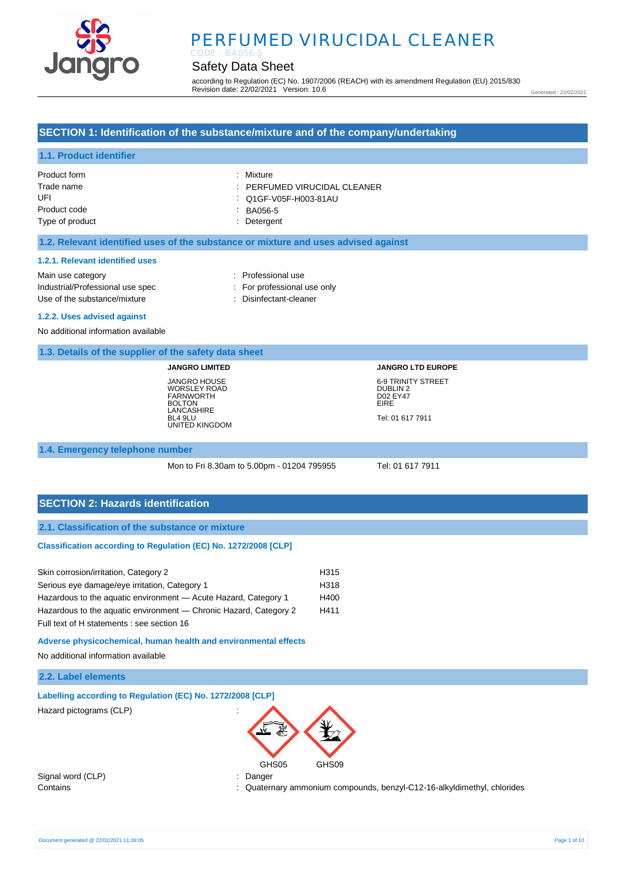# PERFUMED VIRUCIDAL CLEANER

CODE : BA056-5

## Safety Data Sheet

according to Regulation (EC) No. 1907/2006 (REACH) with its amendment Regulation (EU) 2015/830
Revision date: 22/02/2021 Version: 10.6

Generated : 22/02/2021

## SECTION 1: Identification of the substance/mixture and of the company/undertaking

### 1.1. Product identifier

| | |
|---|---|
| Product form | : Mixture |
| Trade name | : PERFUMED VIRUCIDAL CLEANER |
| UFI | : Q1GF-V05F-H003-81AU |
| Product code | : BA056-5 |
| Type of product | : Detergent |

### 1.2. Relevant identified uses of the substance or mixture and uses advised against

#### 1.2.1. Relevant identified uses

| | |
|---|---|
| Main use category | : Professional use |
| Industrial/Professional use spec | : For professional use only |
| Use of the substance/mixture | : Disinfectant-cleaner |

#### 1.2.2. Uses advised against

No additional information available

### 1.3. Details of the supplier of the safety data sheet

**JANGRO LIMITED**

JANGRO HOUSE
WORSLEY ROAD
FARNWORTH
BOLTON
LANCASHIRE
BL4 9LU
UNITED KINGDOM

**JANGRO LTD EUROPE**

6-9 TRINITY STREET
DUBLIN 2
D02 EY47
EIRE

Tel: 01 617 7911

### 1.4. Emergency telephone number

Mon to Fri 8.30am to 5.00pm - 01204 795955

Tel: 01 617 7911

## SECTION 2: Hazards identification

### 2.1. Classification of the substance or mixture

**Classification according to Regulation (EC) No. 1272/2008 [CLP]**

| | |
|---|---|
| Skin corrosion/irritation, Category 2 | H315 |
| Serious eye damage/eye irritation, Category 1 | H318 |
| Hazardous to the aquatic environment — Acute Hazard, Category 1 | H400 |
| Hazardous to the aquatic environment — Chronic Hazard, Category 2 | H411 |

Full text of H statements : see section 16

**Adverse physicochemical, human health and environmental effects**

No additional information available

### 2.2. Label elements

**Labelling according to Regulation (EC) No. 1272/2008 [CLP]**

Hazard pictograms (CLP) :

GHS05 GHS09

| | |
|---|---|
| Signal word (CLP) | : Danger |
| Contains | : Quaternary ammonium compounds, benzyl-C12-16-alkyldimethyl, chlorides |

Document generated @ 22/02/2021 11:39:05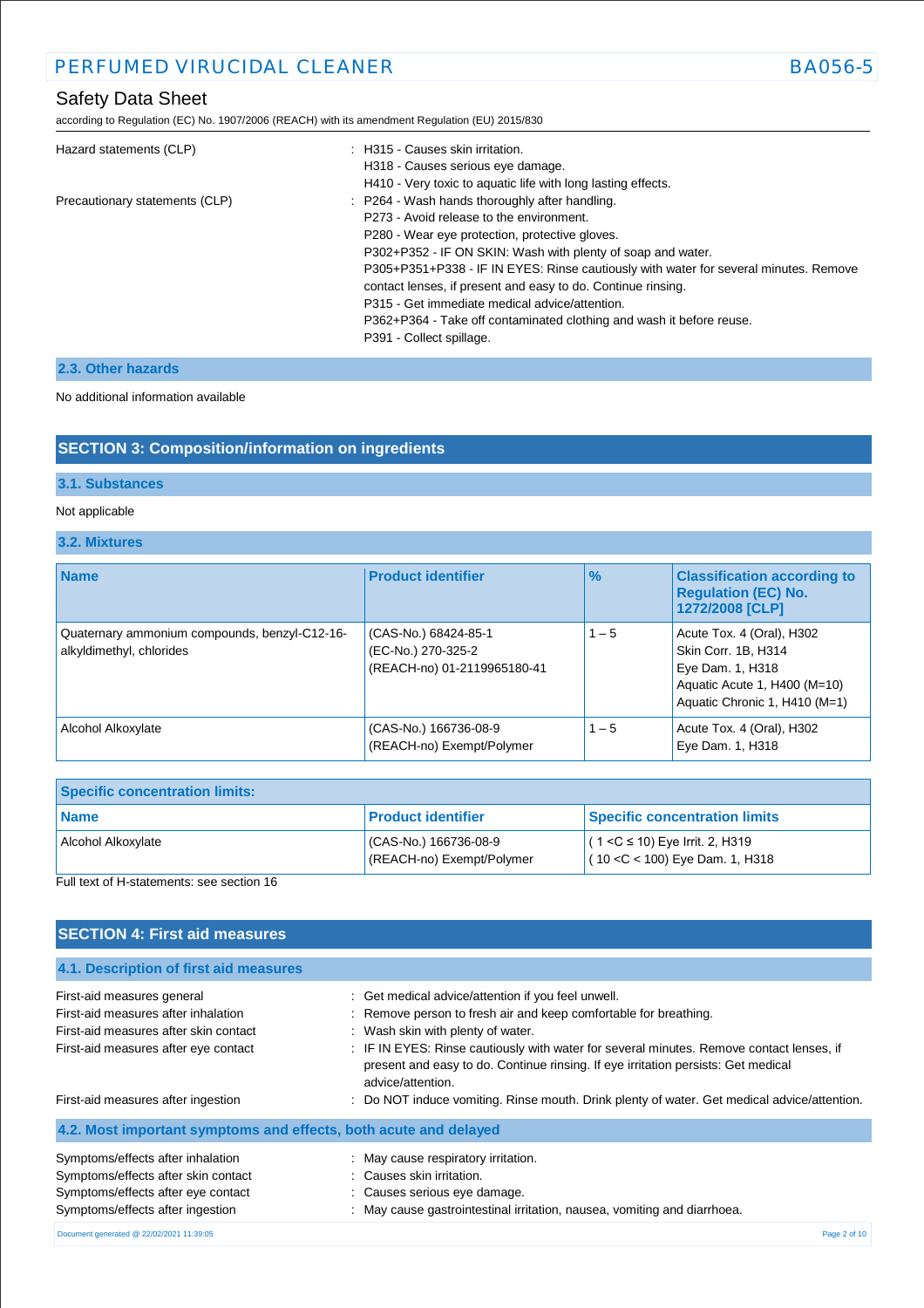| | |
|---|---|
| Hazard statements (CLP) | : H315 - Causes skin irritation.<br>H318 - Causes serious eye damage.<br>H410 - Very toxic to aquatic life with long lasting effects. |
| Precautionary statements (CLP) | : P264 - Wash hands thoroughly after handling.<br>P273 - Avoid release to the environment.<br>P280 - Wear eye protection, protective gloves.<br>P302+P352 - IF ON SKIN: Wash with plenty of soap and water.<br>P305+P351+P338 - IF IN EYES: Rinse cautiously with water for several minutes. Remove contact lenses, if present and easy to do. Continue rinsing.<br>P315 - Get immediate medical advice/attention.<br>P362+P364 - Take off contaminated clothing and wash it before reuse.<br>P391 - Collect spillage. |

### 2.3. Other hazards

No additional information available

## SECTION 3: Composition/information on ingredients

### 3.1. Substances

Not applicable

### 3.2. Mixtures

| Name | Product identifier | % | Classification according to Regulation (EC) No. 1272/2008 [CLP] |
|---|---|---|---|
| Quaternary ammonium compounds, benzyl-C12-16-alkyldimethyl, chlorides | (CAS-No.) 68424-85-1<br>(EC-No.) 270-325-2<br>(REACH-no) 01-2119965180-41 | 1 – 5 | Acute Tox. 4 (Oral), H302<br>Skin Corr. 1B, H314<br>Eye Dam. 1, H318<br>Aquatic Acute 1, H400 (M=10)<br>Aquatic Chronic 1, H410 (M=1) |
| Alcohol Alkoxylate | (CAS-No.) 166736-08-9<br>(REACH-no) Exempt/Polymer | 1 – 5 | Acute Tox. 4 (Oral), H302<br>Eye Dam. 1, H318 |

| Specific concentration limits: | | |
|---|---|---|
| **Name** | **Product identifier** | **Specific concentration limits** |
| Alcohol Alkoxylate | (CAS-No.) 166736-08-9<br>(REACH-no) Exempt/Polymer | ( 1 <C ≤ 10) Eye Irrit. 2, H319<br>( 10 <C < 100) Eye Dam. 1, H318 |

Full text of H-statements: see section 16

## SECTION 4: First aid measures

### 4.1. Description of first aid measures

| | |
|---|---|
| First-aid measures general | : Get medical advice/attention if you feel unwell. |
| First-aid measures after inhalation | : Remove person to fresh air and keep comfortable for breathing. |
| First-aid measures after skin contact | : Wash skin with plenty of water. |
| First-aid measures after eye contact | : IF IN EYES: Rinse cautiously with water for several minutes. Remove contact lenses, if present and easy to do. Continue rinsing. If eye irritation persists: Get medical advice/attention. |
| First-aid measures after ingestion | : Do NOT induce vomiting. Rinse mouth. Drink plenty of water. Get medical advice/attention. |

### 4.2. Most important symptoms and effects, both acute and delayed

| | |
|---|---|
| Symptoms/effects after inhalation | : May cause respiratory irritation. |
| Symptoms/effects after skin contact | : Causes skin irritation. |
| Symptoms/effects after eye contact | : Causes serious eye damage. |
| Symptoms/effects after ingestion | : May cause gastrointestinal irritation, nausea, vomiting and diarrhoea. |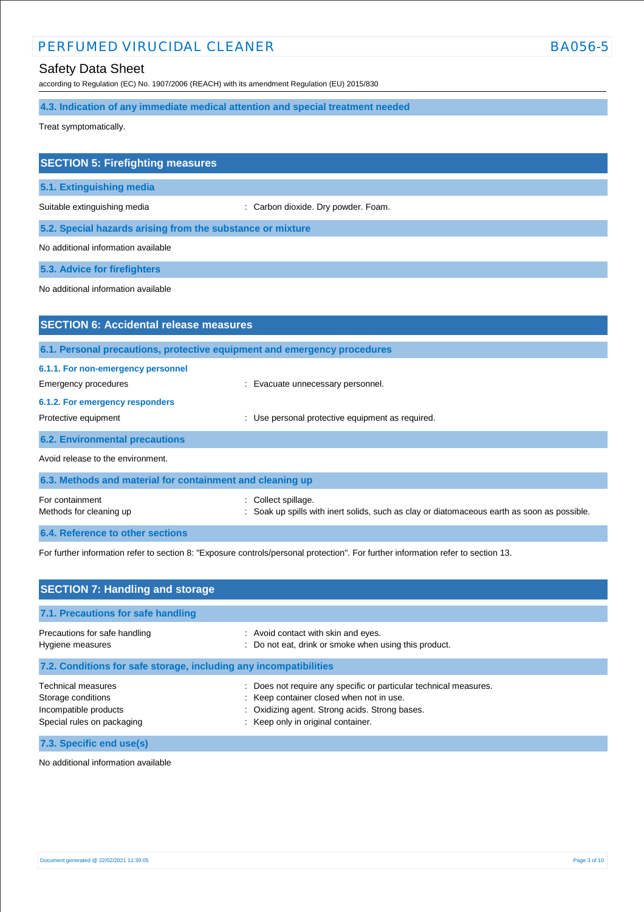### 4.3. Indication of any immediate medical attention and special treatment needed

Treat symptomatically.

## SECTION 5: Firefighting measures

### 5.1. Extinguishing media

Suitable extinguishing media : Carbon dioxide. Dry powder. Foam.

### 5.2. Special hazards arising from the substance or mixture

No additional information available

### 5.3. Advice for firefighters

No additional information available

## SECTION 6: Accidental release measures

### 6.1. Personal precautions, protective equipment and emergency procedures

#### 6.1.1. For non-emergency personnel

Emergency procedures : Evacuate unnecessary personnel.

#### 6.1.2. For emergency responders

Protective equipment : Use personal protective equipment as required.

### 6.2. Environmental precautions

Avoid release to the environment.

### 6.3. Methods and material for containment and cleaning up

For containment : Collect spillage.

Methods for cleaning up : Soak up spills with inert solids, such as clay or diatomaceous earth as soon as possible.

### 6.4. Reference to other sections

For further information refer to section 8: "Exposure controls/personal protection". For further information refer to section 13.

## SECTION 7: Handling and storage

### 7.1. Precautions for safe handling

Precautions for safe handling : Avoid contact with skin and eyes.

Hygiene measures : Do not eat, drink or smoke when using this product.

### 7.2. Conditions for safe storage, including any incompatibilities

Technical measures : Does not require any specific or particular technical measures.

Storage conditions : Keep container closed when not in use.

Incompatible products : Oxidizing agent. Strong acids. Strong bases.

Special rules on packaging : Keep only in original container.

### 7.3. Specific end use(s)

No additional information available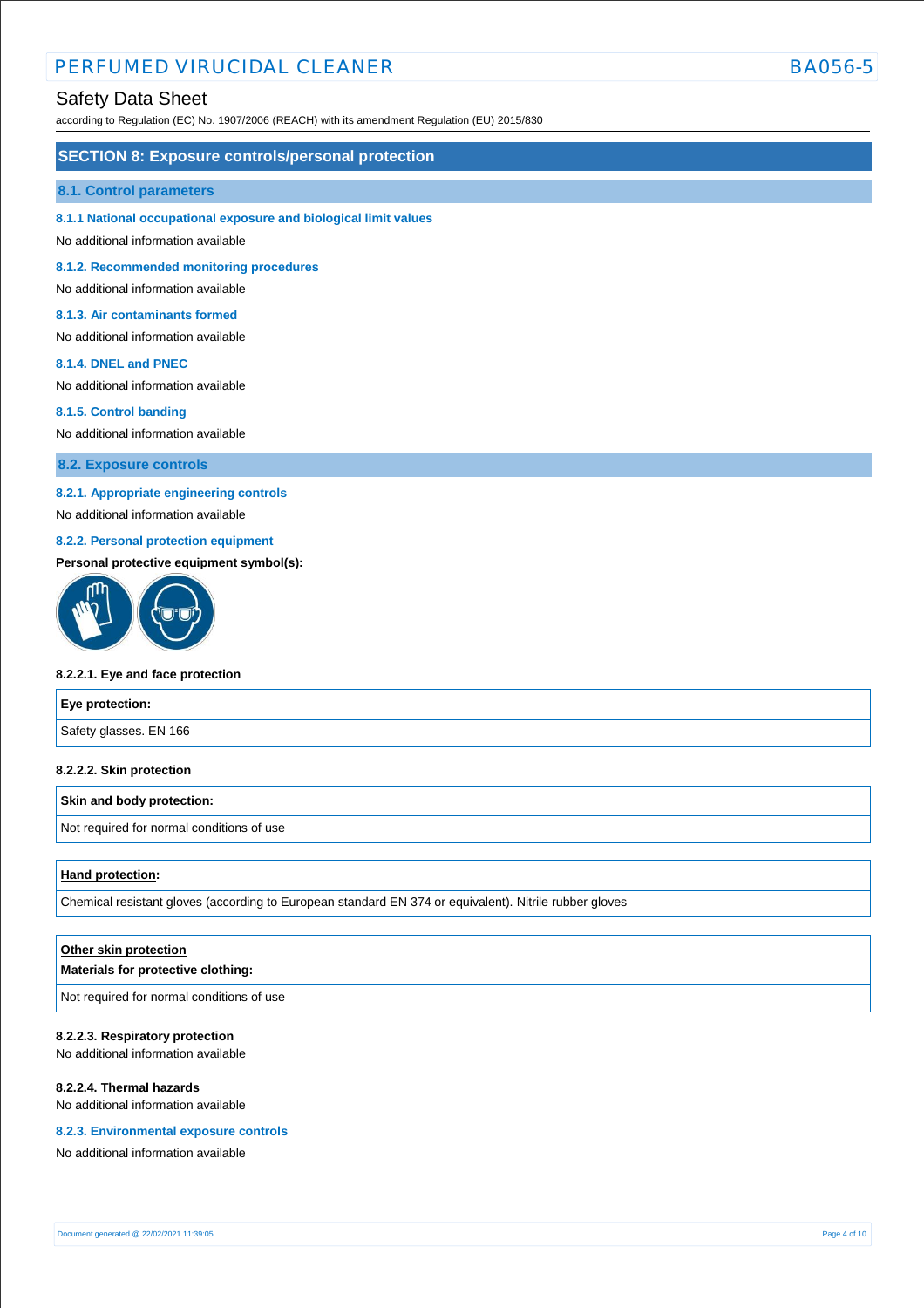## SECTION 8: Exposure controls/personal protection

### 8.1. Control parameters

#### 8.1.1 National occupational exposure and biological limit values

No additional information available

#### 8.1.2. Recommended monitoring procedures

No additional information available

#### 8.1.3. Air contaminants formed

No additional information available

#### 8.1.4. DNEL and PNEC

No additional information available

#### 8.1.5. Control banding

No additional information available

### 8.2. Exposure controls

#### 8.2.1. Appropriate engineering controls

No additional information available

#### 8.2.2. Personal protection equipment

**Personal protective equipment symbol(s):**

**8.2.2.1. Eye and face protection**

| Eye protection: |
|---|
| Safety glasses. EN 166 |

**8.2.2.2. Skin protection**

| Skin and body protection: |
|---|
| Not required for normal conditions of use |

| Hand protection: |
|---|
| Chemical resistant gloves (according to European standard EN 374 or equivalent). Nitrile rubber gloves |

| Other skin protection<br>Materials for protective clothing: |
|---|
| Not required for normal conditions of use |

**8.2.2.3. Respiratory protection**

No additional information available

**8.2.2.4. Thermal hazards**

No additional information available

#### 8.2.3. Environmental exposure controls

No additional information available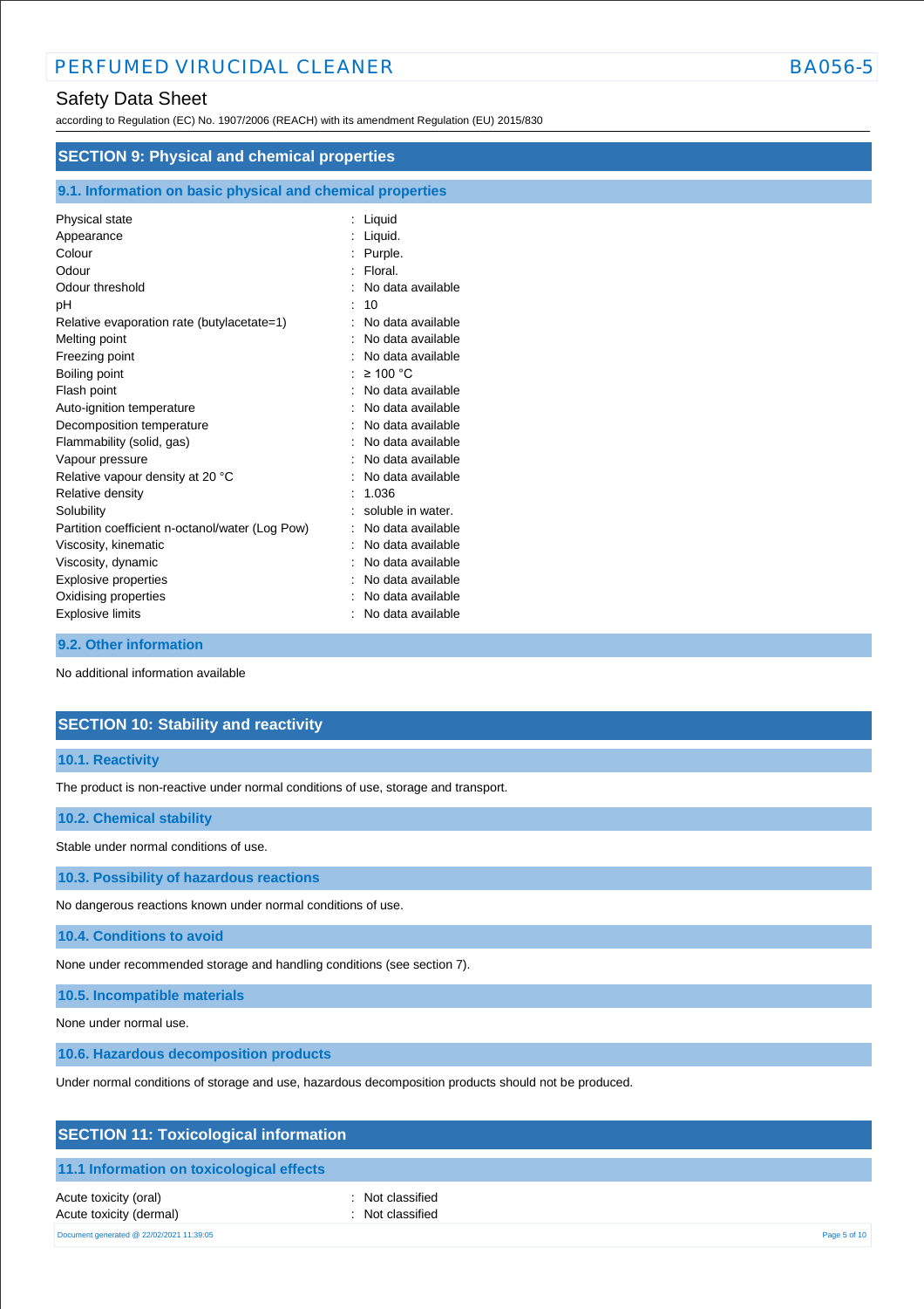## SECTION 9: Physical and chemical properties

### 9.1. Information on basic physical and chemical properties

| | |
|---|---|
| Physical state | : Liquid |
| Appearance | : Liquid. |
| Colour | : Purple. |
| Odour | : Floral. |
| Odour threshold | : No data available |
| pH | : 10 |
| Relative evaporation rate (butylacetate=1) | : No data available |
| Melting point | : No data available |
| Freezing point | : No data available |
| Boiling point | : ≥ 100 °C |
| Flash point | : No data available |
| Auto-ignition temperature | : No data available |
| Decomposition temperature | : No data available |
| Flammability (solid, gas) | : No data available |
| Vapour pressure | : No data available |
| Relative vapour density at 20 °C | : No data available |
| Relative density | : 1.036 |
| Solubility | : soluble in water. |
| Partition coefficient n-octanol/water (Log Pow) | : No data available |
| Viscosity, kinematic | : No data available |
| Viscosity, dynamic | : No data available |
| Explosive properties | : No data available |
| Oxidising properties | : No data available |
| Explosive limits | : No data available |

### 9.2. Other information

No additional information available

## SECTION 10: Stability and reactivity

### 10.1. Reactivity

The product is non-reactive under normal conditions of use, storage and transport.

### 10.2. Chemical stability

Stable under normal conditions of use.

### 10.3. Possibility of hazardous reactions

No dangerous reactions known under normal conditions of use.

### 10.4. Conditions to avoid

None under recommended storage and handling conditions (see section 7).

### 10.5. Incompatible materials

None under normal use.

### 10.6. Hazardous decomposition products

Under normal conditions of storage and use, hazardous decomposition products should not be produced.

## SECTION 11: Toxicological information

### 11.1 Information on toxicological effects

| | |
|---|---|
| Acute toxicity (oral) | : Not classified |
| Acute toxicity (dermal) | : Not classified |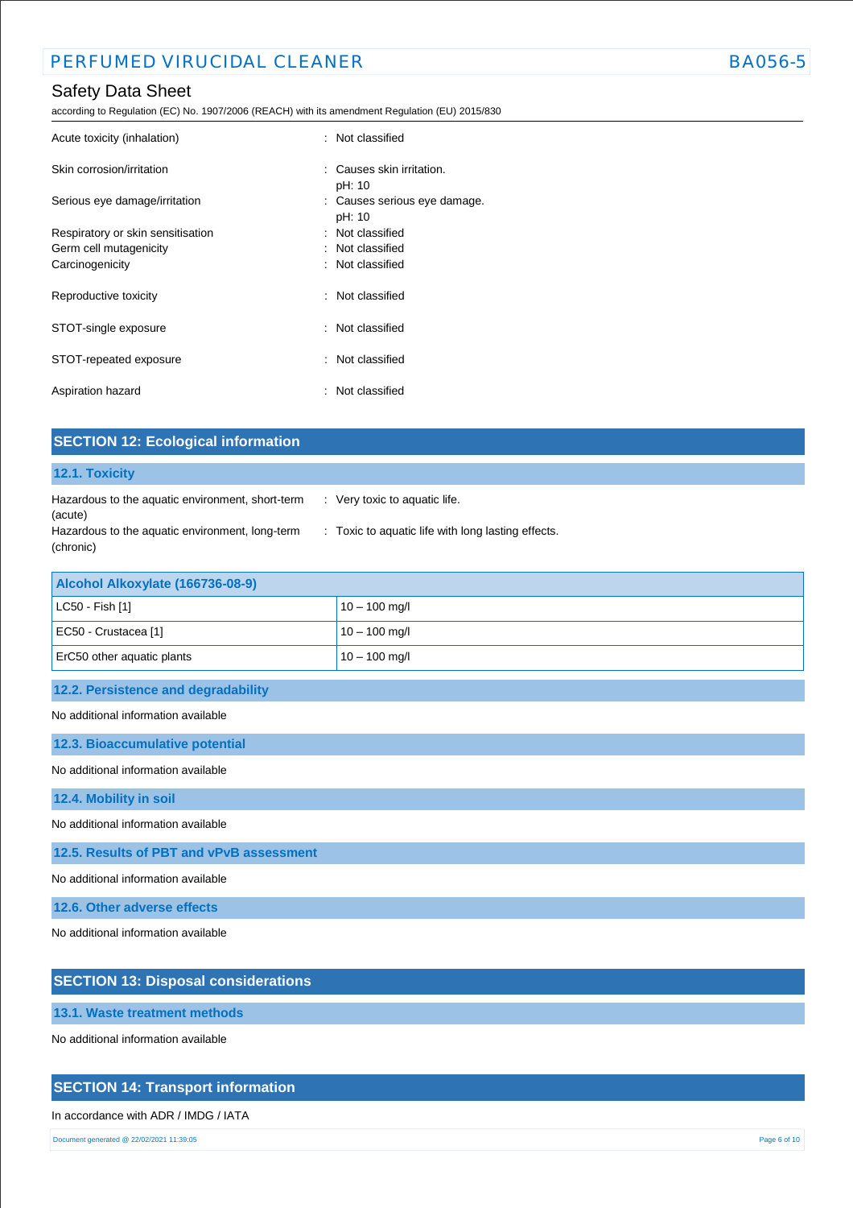| | |
|---|---|
| Acute toxicity (inhalation) | : Not classified |
| Skin corrosion/irritation | : Causes skin irritation.<br>pH: 10 |
| Serious eye damage/irritation | : Causes serious eye damage.<br>pH: 10 |
| Respiratory or skin sensitisation | : Not classified |
| Germ cell mutagenicity | : Not classified |
| Carcinogenicity | : Not classified |
| Reproductive toxicity | : Not classified |
| STOT-single exposure | : Not classified |
| STOT-repeated exposure | : Not classified |
| Aspiration hazard | : Not classified |

## SECTION 12: Ecological information

### 12.1. Toxicity

| | |
|---|---|
| Hazardous to the aquatic environment, short-term (acute) | : Very toxic to aquatic life. |
| Hazardous to the aquatic environment, long-term (chronic) | : Toxic to aquatic life with long lasting effects. |

| Alcohol Alkoxylate (166736-08-9) | |
|---|---|
| LC50 - Fish [1] | 10 – 100 mg/l |
| EC50 - Crustacea [1] | 10 – 100 mg/l |
| ErC50 other aquatic plants | 10 – 100 mg/l |

### 12.2. Persistence and degradability

No additional information available

### 12.3. Bioaccumulative potential

No additional information available

### 12.4. Mobility in soil

No additional information available

### 12.5. Results of PBT and vPvB assessment

No additional information available

### 12.6. Other adverse effects

No additional information available

## SECTION 13: Disposal considerations

### 13.1. Waste treatment methods

No additional information available

## SECTION 14: Transport information

In accordance with ADR / IMDG / IATA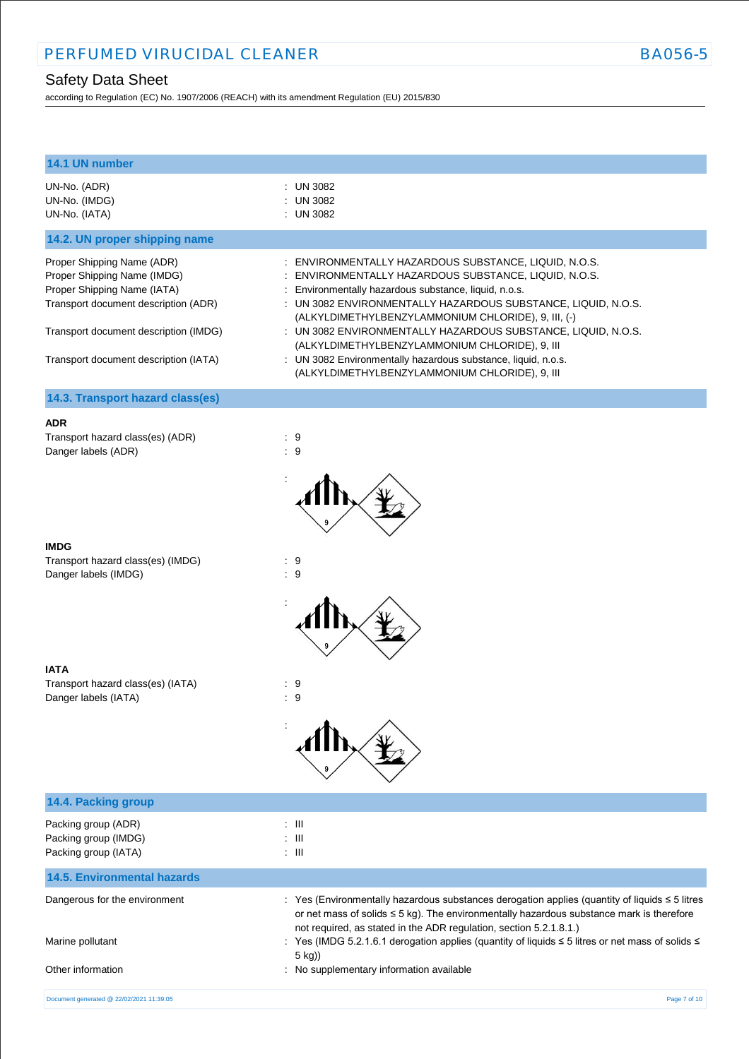### 14.1 UN number

UN-No. (ADR) : UN 3082
UN-No. (IMDG) : UN 3082
UN-No. (IATA) : UN 3082

### 14.2. UN proper shipping name

Proper Shipping Name (ADR) : ENVIRONMENTALLY HAZARDOUS SUBSTANCE, LIQUID, N.O.S.
Proper Shipping Name (IMDG) : ENVIRONMENTALLY HAZARDOUS SUBSTANCE, LIQUID, N.O.S.
Proper Shipping Name (IATA) : Environmentally hazardous substance, liquid, n.o.s.
Transport document description (ADR) : UN 3082 ENVIRONMENTALLY HAZARDOUS SUBSTANCE, LIQUID, N.O.S. (ALKYLDIMETHYLBENZYLAMMONIUM CHLORIDE), 9, III, (-)
Transport document description (IMDG) : UN 3082 ENVIRONMENTALLY HAZARDOUS SUBSTANCE, LIQUID, N.O.S. (ALKYLDIMETHYLBENZYLAMMONIUM CHLORIDE), 9, III
Transport document description (IATA) : UN 3082 Environmentally hazardous substance, liquid, n.o.s. (ALKYLDIMETHYLBENZYLAMMONIUM CHLORIDE), 9, III

### 14.3. Transport hazard class(es)

**ADR**
Transport hazard class(es) (ADR) : 9
Danger labels (ADR) : 9

:

**IMDG**
Transport hazard class(es) (IMDG) : 9
Danger labels (IMDG) : 9

:

**IATA**
Transport hazard class(es) (IATA) : 9
Danger labels (IATA) : 9

:

### 14.4. Packing group

Packing group (ADR) : III
Packing group (IMDG) : III
Packing group (IATA) : III

### 14.5. Environmental hazards

Dangerous for the environment : Yes (Environmentally hazardous substances derogation applies (quantity of liquids ≤ 5 litres or net mass of solids ≤ 5 kg). The environmentally hazardous substance mark is therefore not required, as stated in the ADR regulation, section 5.2.1.8.1.)
Marine pollutant : Yes (IMDG 5.2.1.6.1 derogation applies (quantity of liquids ≤ 5 litres or net mass of solids ≤ 5 kg))
Other information : No supplementary information available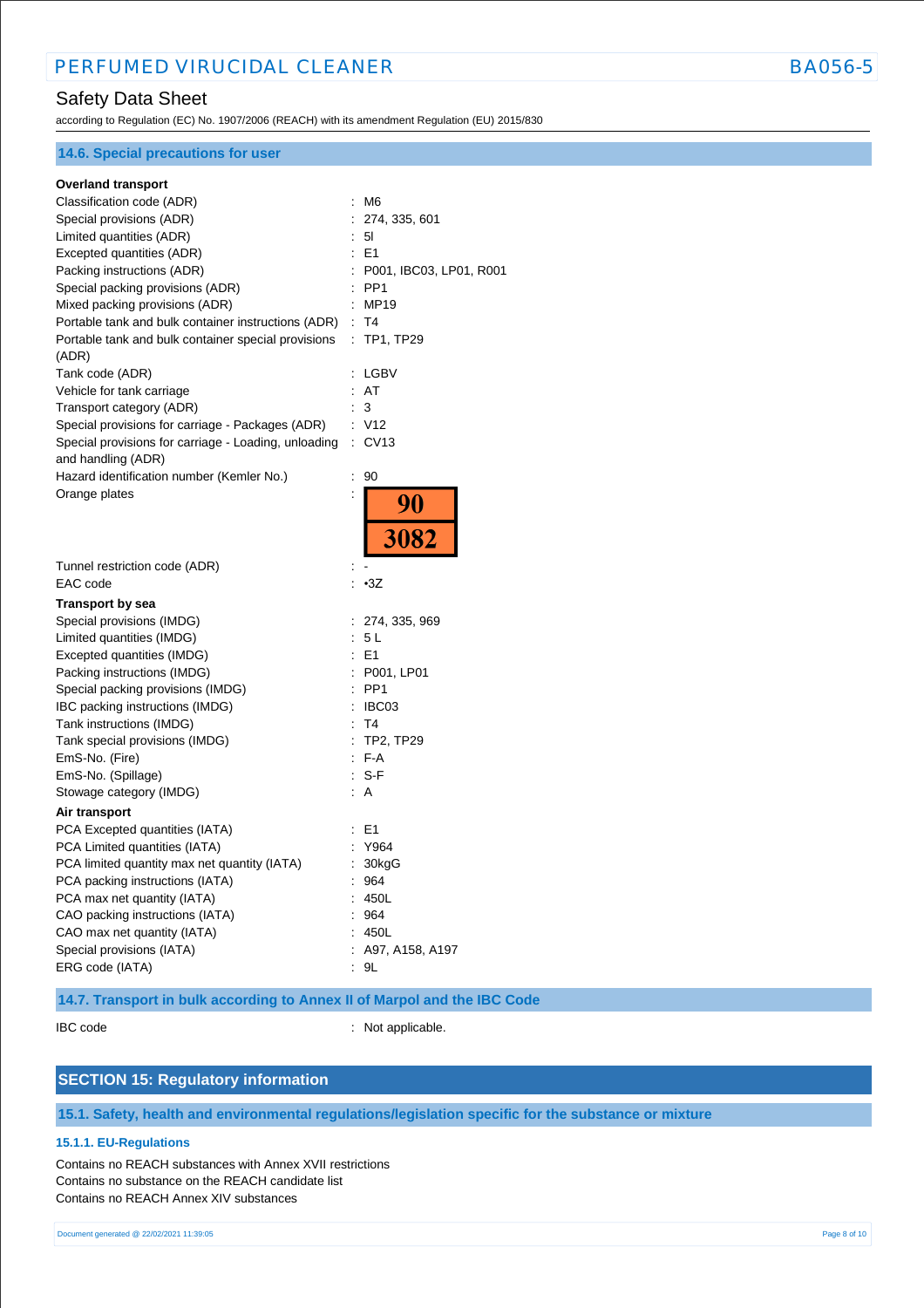### 14.6. Special precautions for user

**Overland transport**

| | |
|---|---|
| Classification code (ADR) | : M6 |
| Special provisions (ADR) | : 274, 335, 601 |
| Limited quantities (ADR) | : 5l |
| Excepted quantities (ADR) | : E1 |
| Packing instructions (ADR) | : P001, IBC03, LP01, R001 |
| Special packing provisions (ADR) | : PP1 |
| Mixed packing provisions (ADR) | : MP19 |
| Portable tank and bulk container instructions (ADR) | : T4 |
| Portable tank and bulk container special provisions (ADR) | : TP1, TP29 |
| Tank code (ADR) | : LGBV |
| Vehicle for tank carriage | : AT |
| Transport category (ADR) | : 3 |
| Special provisions for carriage - Packages (ADR) | : V12 |
| Special provisions for carriage - Loading, unloading and handling (ADR) | : CV13 |
| Hazard identification number (Kemler No.) | : 90 |
| Orange plates | : 90 / 3082 |
| Tunnel restriction code (ADR) | : - |
| EAC code | : •3Z |

**Transport by sea**

| | |
|---|---|
| Special provisions (IMDG) | : 274, 335, 969 |
| Limited quantities (IMDG) | : 5 L |
| Excepted quantities (IMDG) | : E1 |
| Packing instructions (IMDG) | : P001, LP01 |
| Special packing provisions (IMDG) | : PP1 |
| IBC packing instructions (IMDG) | : IBC03 |
| Tank instructions (IMDG) | : T4 |
| Tank special provisions (IMDG) | : TP2, TP29 |
| EmS-No. (Fire) | : F-A |
| EmS-No. (Spillage) | : S-F |
| Stowage category (IMDG) | : A |

**Air transport**

| | |
|---|---|
| PCA Excepted quantities (IATA) | : E1 |
| PCA Limited quantities (IATA) | : Y964 |
| PCA limited quantity max net quantity (IATA) | : 30kgG |
| PCA packing instructions (IATA) | : 964 |
| PCA max net quantity (IATA) | : 450L |
| CAO packing instructions (IATA) | : 964 |
| CAO max net quantity (IATA) | : 450L |
| Special provisions (IATA) | : A97, A158, A197 |
| ERG code (IATA) | : 9L |

### 14.7. Transport in bulk according to Annex II of Marpol and the IBC Code

| | |
|---|---|
| IBC code | : Not applicable. |

## SECTION 15: Regulatory information

### 15.1. Safety, health and environmental regulations/legislation specific for the substance or mixture

#### 15.1.1. EU-Regulations

Contains no REACH substances with Annex XVII restrictions
Contains no substance on the REACH candidate list
Contains no REACH Annex XIV substances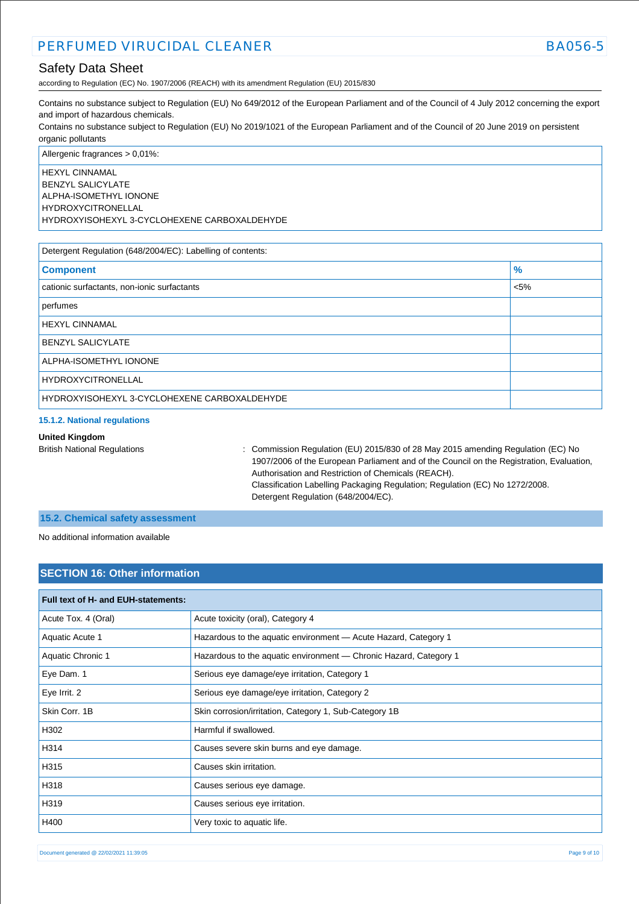Contains no substance subject to Regulation (EU) No 649/2012 of the European Parliament and of the Council of 4 July 2012 concerning the export and import of hazardous chemicals.
Contains no substance subject to Regulation (EU) No 2019/1021 of the European Parliament and of the Council of 20 June 2019 on persistent organic pollutants

| Allergenic fragrances > 0,01%: |
|---|
| HEXYL CINNAMAL<br>BENZYL SALICYLATE<br>ALPHA-ISOMETHYL IONONE<br>HYDROXYCITRONELLAL<br>HYDROXYISOHEXYL 3-CYCLOHEXENE CARBOXALDEHYDE |

Detergent Regulation (648/2004/EC): Labelling of contents:

| Component | % |
|---|---|
| cationic surfactants, non-ionic surfactants | <5% |
| perfumes | |
| HEXYL CINNAMAL | |
| BENZYL SALICYLATE | |
| ALPHA-ISOMETHYL IONONE | |
| HYDROXYCITRONELLAL | |
| HYDROXYISOHEXYL 3-CYCLOHEXENE CARBOXALDEHYDE | |

#### 15.1.2. National regulations

**United Kingdom**

British National Regulations : Commission Regulation (EU) 2015/830 of 28 May 2015 amending Regulation (EC) No 1907/2006 of the European Parliament and of the Council on the Registration, Evaluation, Authorisation and Restriction of Chemicals (REACH).
Classification Labelling Packaging Regulation; Regulation (EC) No 1272/2008.
Detergent Regulation (648/2004/EC).

### 15.2. Chemical safety assessment

No additional information available

## SECTION 16: Other information

| Full text of H- and EUH-statements: | |
|---|---|
| Acute Tox. 4 (Oral) | Acute toxicity (oral), Category 4 |
| Aquatic Acute 1 | Hazardous to the aquatic environment — Acute Hazard, Category 1 |
| Aquatic Chronic 1 | Hazardous to the aquatic environment — Chronic Hazard, Category 1 |
| Eye Dam. 1 | Serious eye damage/eye irritation, Category 1 |
| Eye Irrit. 2 | Serious eye damage/eye irritation, Category 2 |
| Skin Corr. 1B | Skin corrosion/irritation, Category 1, Sub-Category 1B |
| H302 | Harmful if swallowed. |
| H314 | Causes severe skin burns and eye damage. |
| H315 | Causes skin irritation. |
| H318 | Causes serious eye damage. |
| H319 | Causes serious eye irritation. |
| H400 | Very toxic to aquatic life. |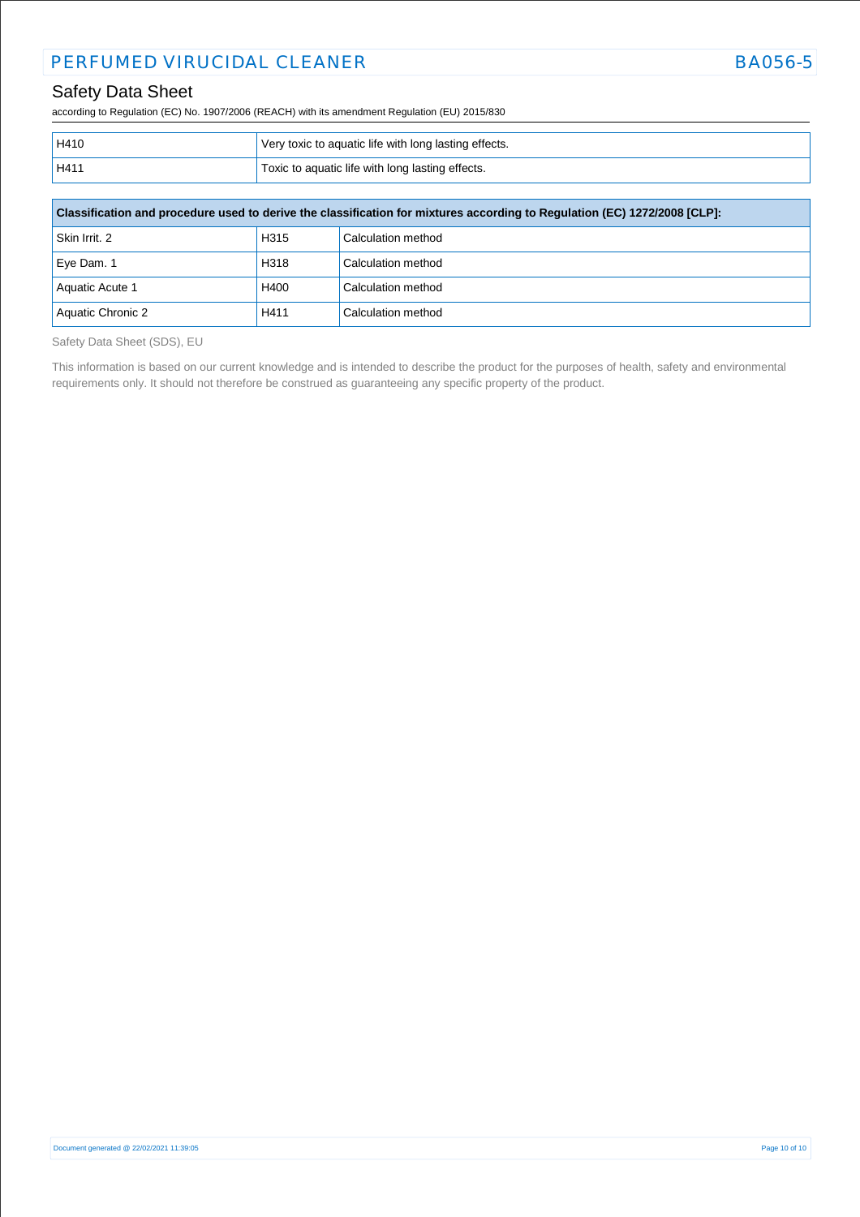| | |
|---|---|
| H410 | Very toxic to aquatic life with long lasting effects. |
| H411 | Toxic to aquatic life with long lasting effects. |

| **Classification and procedure used to derive the classification for mixtures according to Regulation (EC) 1272/2008 [CLP]:** | | |
|---|---|---|
| Skin Irrit. 2 | H315 | Calculation method |
| Eye Dam. 1 | H318 | Calculation method |
| Aquatic Acute 1 | H400 | Calculation method |
| Aquatic Chronic 2 | H411 | Calculation method |

Safety Data Sheet (SDS), EU

This information is based on our current knowledge and is intended to describe the product for the purposes of health, safety and environmental requirements only. It should not therefore be construed as guaranteeing any specific property of the product.